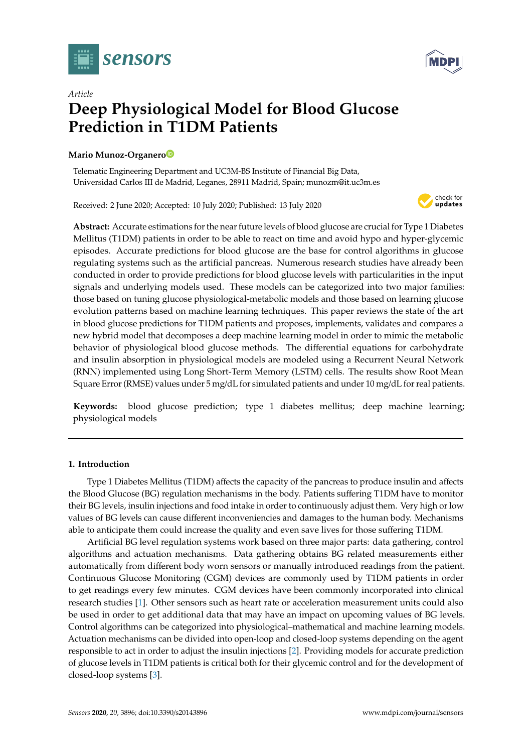*Article*

# Deep Physiological Model for Blood Glucose Prediction in T1DM Patients

**Mario Munoz-Organero**

Telematic Engineering Department and UC3M-BS Institute of Financial Big Data, Universidad Carlos III de Madrid, Leganes, 28911 Madrid, Spain; munozm@it.uc3m.es

Received: 2 June 2020; Accepted: 10 July 2020; Published: 13 July 2020

**Abstract:** Accurate estimations for the near future levels of blood glucose are crucial for Type 1 Diabetes Mellitus (T1DM) patients in order to be able to react on time and avoid hypo and hyper-glycemic episodes. Accurate predictions for blood glucose are the base for control algorithms in glucose regulating systems such as the artificial pancreas. Numerous research studies have already been conducted in order to provide predictions for blood glucose levels with particularities in the input signals and underlying models used. These models can be categorized into two major families: those based on tuning glucose physiological-metabolic models and those based on learning glucose evolution patterns based on machine learning techniques. This paper reviews the state of the art in blood glucose predictions for T1DM patients and proposes, implements, validates and compares a new hybrid model that decomposes a deep machine learning model in order to mimic the metabolic behavior of physiological blood glucose methods. The differential equations for carbohydrate and insulin absorption in physiological models are modeled using a Recurrent Neural Network (RNN) implemented using Long Short-Term Memory (LSTM) cells. The results show Root Mean Square Error (RMSE) values under 5 mg/dL for simulated patients and under 10 mg/dL for real patients.

**Keywords:** blood glucose prediction; type 1 diabetes mellitus; deep machine learning; physiological models

## 1. Introduction

Type 1 Diabetes Mellitus (T1DM) affects the capacity of the pancreas to produce insulin and affects the Blood Glucose (BG) regulation mechanisms in the body. Patients suffering T1DM have to monitor their BG levels, insulin injections and food intake in order to continuously adjust them. Very high or low values of BG levels can cause different inconveniencies and damages to the human body. Mechanisms able to anticipate them could increase the quality and even save lives for those suffering T1DM.

Artificial BG level regulation systems work based on three major parts: data gathering, control algorithms and actuation mechanisms. Data gathering obtains BG related measurements either automatically from different body worn sensors or manually introduced readings from the patient. Continuous Glucose Monitoring (CGM) devices are commonly used by T1DM patients in order to get readings every few minutes. CGM devices have been commonly incorporated into clinical research studies [1]. Other sensors such as heart rate or acceleration measurement units could also be used in order to get additional data that may have an impact on upcoming values of BG levels. Control algorithms can be categorized into physiological–mathematical and machine learning models. Actuation mechanisms can be divided into open-loop and closed-loop systems depending on the agent responsible to act in order to adjust the insulin injections [2]. Providing models for accurate prediction of glucose levels in T1DM patients is critical both for their glycemic control and for the development of closed-loop systems [3].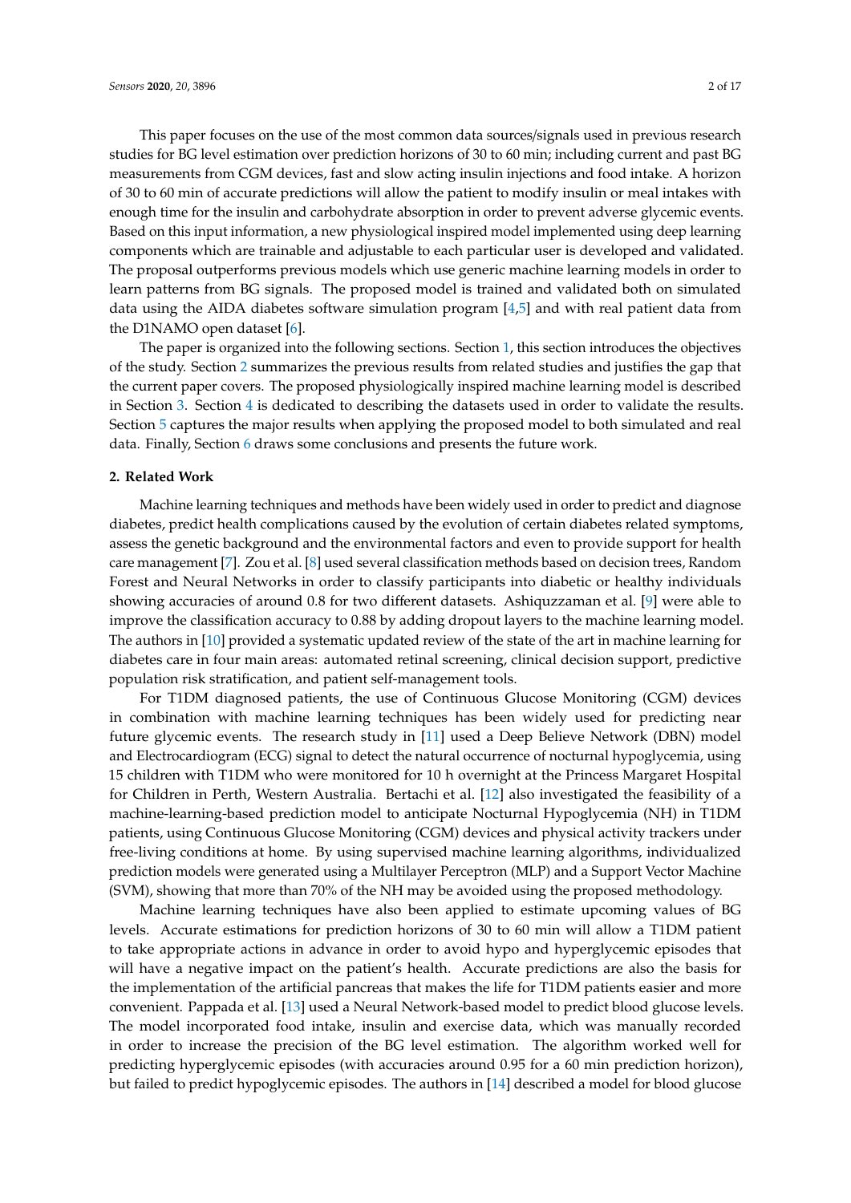This paper focuses on the use of the most common data sources/signals used in previous research studies for BG level estimation over prediction horizons of 30 to 60 min; including current and past BG measurements from CGM devices, fast and slow acting insulin injections and food intake. A horizon of 30 to 60 min of accurate predictions will allow the patient to modify insulin or meal intakes with enough time for the insulin and carbohydrate absorption in order to prevent adverse glycemic events. Based on this input information, a new physiological inspired model implemented using deep learning components which are trainable and adjustable to each particular user is developed and validated. The proposal outperforms previous models which use generic machine learning models in order to learn patterns from BG signals. The proposed model is trained and validated both on simulated data using the AIDA diabetes software simulation program [4,5] and with real patient data from the D1NAMO open dataset [6].

The paper is organized into the following sections. Section 1, this section introduces the objectives of the study. Section 2 summarizes the previous results from related studies and justifies the gap that the current paper covers. The proposed physiologically inspired machine learning model is described in Section 3. Section 4 is dedicated to describing the datasets used in order to validate the results. Section 5 captures the major results when applying the proposed model to both simulated and real data. Finally, Section 6 draws some conclusions and presents the future work.

## 2. Related Work

Machine learning techniques and methods have been widely used in order to predict and diagnose diabetes, predict health complications caused by the evolution of certain diabetes related symptoms, assess the genetic background and the environmental factors and even to provide support for health care management [7]. Zou et al. [8] used several classification methods based on decision trees, Random Forest and Neural Networks in order to classify participants into diabetic or healthy individuals showing accuracies of around 0.8 for two different datasets. Ashiquzzaman et al. [9] were able to improve the classification accuracy to 0.88 by adding dropout layers to the machine learning model. The authors in [10] provided a systematic updated review of the state of the art in machine learning for diabetes care in four main areas: automated retinal screening, clinical decision support, predictive population risk stratification, and patient self-management tools.

For T1DM diagnosed patients, the use of Continuous Glucose Monitoring (CGM) devices in combination with machine learning techniques has been widely used for predicting near future glycemic events. The research study in [11] used a Deep Believe Network (DBN) model and Electrocardiogram (ECG) signal to detect the natural occurrence of nocturnal hypoglycemia, using 15 children with T1DM who were monitored for 10 h overnight at the Princess Margaret Hospital for Children in Perth, Western Australia. Bertachi et al. [12] also investigated the feasibility of a machine-learning-based prediction model to anticipate Nocturnal Hypoglycemia (NH) in T1DM patients, using Continuous Glucose Monitoring (CGM) devices and physical activity trackers under free-living conditions at home. By using supervised machine learning algorithms, individualized prediction models were generated using a Multilayer Perceptron (MLP) and a Support Vector Machine (SVM), showing that more than 70% of the NH may be avoided using the proposed methodology.

Machine learning techniques have also been applied to estimate upcoming values of BG levels. Accurate estimations for prediction horizons of 30 to 60 min will allow a T1DM patient to take appropriate actions in advance in order to avoid hypo and hyperglycemic episodes that will have a negative impact on the patient's health. Accurate predictions are also the basis for the implementation of the artificial pancreas that makes the life for T1DM patients easier and more convenient. Pappada et al. [13] used a Neural Network-based model to predict blood glucose levels. The model incorporated food intake, insulin and exercise data, which was manually recorded in order to increase the precision of the BG level estimation. The algorithm worked well for predicting hyperglycemic episodes (with accuracies around 0.95 for a 60 min prediction horizon), but failed to predict hypoglycemic episodes. The authors in [14] described a model for blood glucose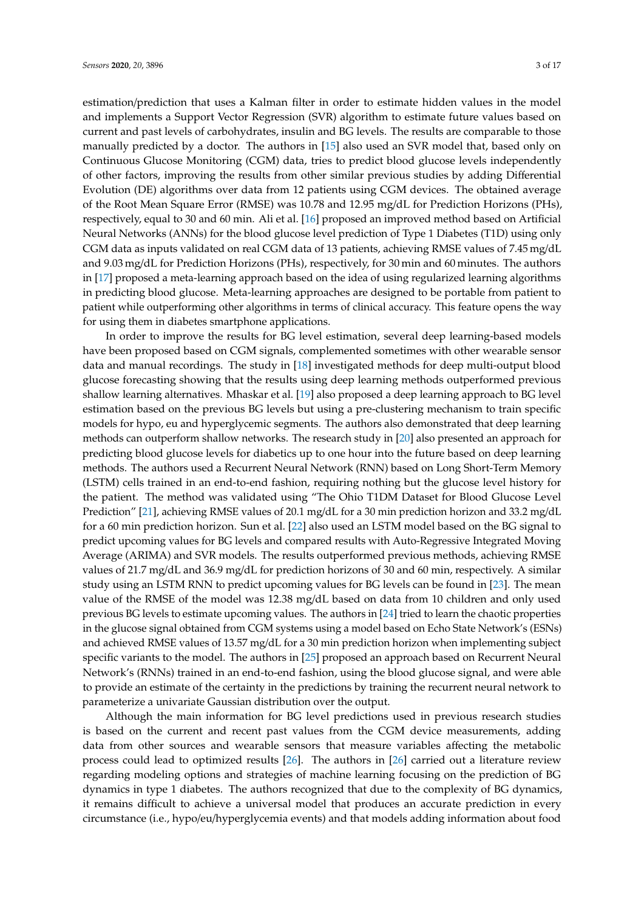estimation/prediction that uses a Kalman filter in order to estimate hidden values in the model and implements a Support Vector Regression (SVR) algorithm to estimate future values based on current and past levels of carbohydrates, insulin and BG levels. The results are comparable to those manually predicted by a doctor. The authors in [15] also used an SVR model that, based only on Continuous Glucose Monitoring (CGM) data, tries to predict blood glucose levels independently of other factors, improving the results from other similar previous studies by adding Differential Evolution (DE) algorithms over data from 12 patients using CGM devices. The obtained average of the Root Mean Square Error (RMSE) was 10.78 and 12.95 mg/dL for Prediction Horizons (PHs), respectively, equal to 30 and 60 min. Ali et al. [16] proposed an improved method based on Artificial Neural Networks (ANNs) for the blood glucose level prediction of Type 1 Diabetes (T1D) using only CGM data as inputs validated on real CGM data of 13 patients, achieving RMSE values of 7.45 mg/dL and 9.03 mg/dL for Prediction Horizons (PHs), respectively, for 30 min and 60 minutes. The authors in [17] proposed a meta-learning approach based on the idea of using regularized learning algorithms in predicting blood glucose. Meta-learning approaches are designed to be portable from patient to patient while outperforming other algorithms in terms of clinical accuracy. This feature opens the way for using them in diabetes smartphone applications.

In order to improve the results for BG level estimation, several deep learning-based models have been proposed based on CGM signals, complemented sometimes with other wearable sensor data and manual recordings. The study in [18] investigated methods for deep multi-output blood glucose forecasting showing that the results using deep learning methods outperformed previous shallow learning alternatives. Mhaskar et al. [19] also proposed a deep learning approach to BG level estimation based on the previous BG levels but using a pre-clustering mechanism to train specific models for hypo, eu and hyperglycemic segments. The authors also demonstrated that deep learning methods can outperform shallow networks. The research study in [20] also presented an approach for predicting blood glucose levels for diabetics up to one hour into the future based on deep learning methods. The authors used a Recurrent Neural Network (RNN) based on Long Short-Term Memory (LSTM) cells trained in an end-to-end fashion, requiring nothing but the glucose level history for the patient. The method was validated using "The Ohio T1DM Dataset for Blood Glucose Level Prediction" [21], achieving RMSE values of 20.1 mg/dL for a 30 min prediction horizon and 33.2 mg/dL for a 60 min prediction horizon. Sun et al. [22] also used an LSTM model based on the BG signal to predict upcoming values for BG levels and compared results with Auto-Regressive Integrated Moving Average (ARIMA) and SVR models. The results outperformed previous methods, achieving RMSE values of 21.7 mg/dL and 36.9 mg/dL for prediction horizons of 30 and 60 min, respectively. A similar study using an LSTM RNN to predict upcoming values for BG levels can be found in [23]. The mean value of the RMSE of the model was 12.38 mg/dL based on data from 10 children and only used previous BG levels to estimate upcoming values. The authors in [24] tried to learn the chaotic properties in the glucose signal obtained from CGM systems using a model based on Echo State Network's (ESNs) and achieved RMSE values of 13.57 mg/dL for a 30 min prediction horizon when implementing subject specific variants to the model. The authors in [25] proposed an approach based on Recurrent Neural Network's (RNNs) trained in an end-to-end fashion, using the blood glucose signal, and were able to provide an estimate of the certainty in the predictions by training the recurrent neural network to parameterize a univariate Gaussian distribution over the output.

Although the main information for BG level predictions used in previous research studies is based on the current and recent past values from the CGM device measurements, adding data from other sources and wearable sensors that measure variables affecting the metabolic process could lead to optimized results [26]. The authors in [26] carried out a literature review regarding modeling options and strategies of machine learning focusing on the prediction of BG dynamics in type 1 diabetes. The authors recognized that due to the complexity of BG dynamics, it remains difficult to achieve a universal model that produces an accurate prediction in every circumstance (i.e., hypo/eu/hyperglycemia events) and that models adding information about food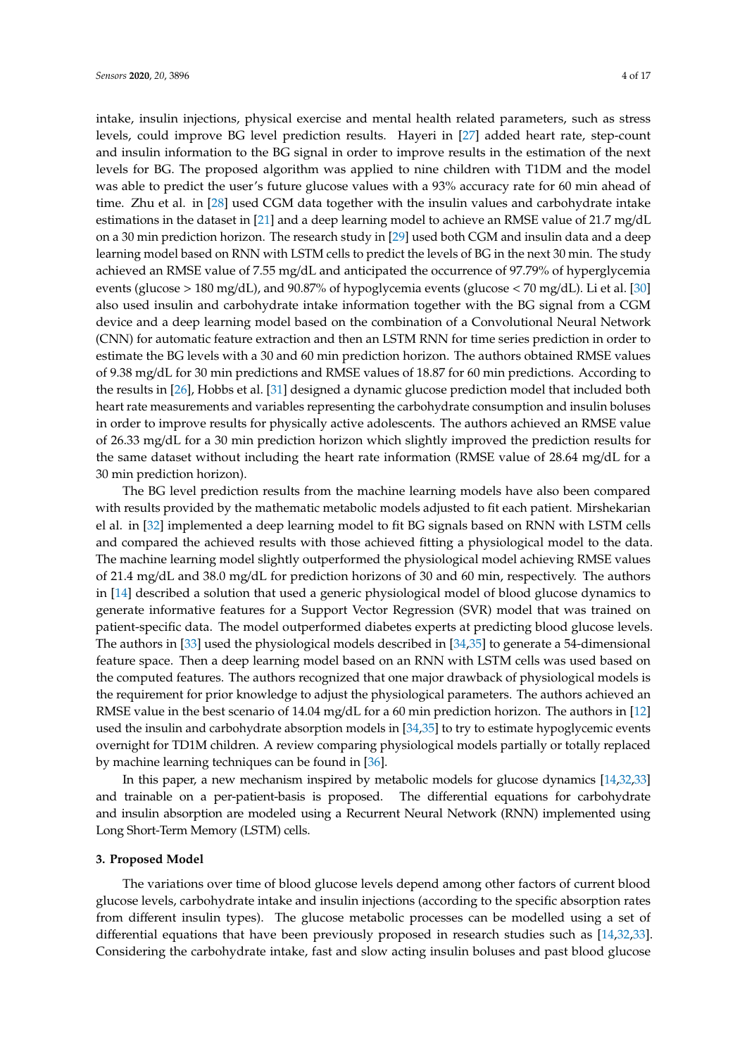intake, insulin injections, physical exercise and mental health related parameters, such as stress levels, could improve BG level prediction results. Hayeri in [27] added heart rate, step-count and insulin information to the BG signal in order to improve results in the estimation of the next levels for BG. The proposed algorithm was applied to nine children with T1DM and the model was able to predict the user's future glucose values with a 93% accuracy rate for 60 min ahead of time. Zhu et al. in [28] used CGM data together with the insulin values and carbohydrate intake estimations in the dataset in [21] and a deep learning model to achieve an RMSE value of 21.7 mg/dL on a 30 min prediction horizon. The research study in [29] used both CGM and insulin data and a deep learning model based on RNN with LSTM cells to predict the levels of BG in the next 30 min. The study achieved an RMSE value of 7.55 mg/dL and anticipated the occurrence of 97.79% of hyperglycemia events (glucose > 180 mg/dL), and 90.87% of hypoglycemia events (glucose < 70 mg/dL). Li et al. [30] also used insulin and carbohydrate intake information together with the BG signal from a CGM device and a deep learning model based on the combination of a Convolutional Neural Network (CNN) for automatic feature extraction and then an LSTM RNN for time series prediction in order to estimate the BG levels with a 30 and 60 min prediction horizon. The authors obtained RMSE values of 9.38 mg/dL for 30 min predictions and RMSE values of 18.87 for 60 min predictions. According to the results in [26], Hobbs et al. [31] designed a dynamic glucose prediction model that included both heart rate measurements and variables representing the carbohydrate consumption and insulin boluses in order to improve results for physically active adolescents. The authors achieved an RMSE value of 26.33 mg/dL for a 30 min prediction horizon which slightly improved the prediction results for the same dataset without including the heart rate information (RMSE value of 28.64 mg/dL for a 30 min prediction horizon).

The BG level prediction results from the machine learning models have also been compared with results provided by the mathematic metabolic models adjusted to fit each patient. Mirshekarian el al. in [32] implemented a deep learning model to fit BG signals based on RNN with LSTM cells and compared the achieved results with those achieved fitting a physiological model to the data. The machine learning model slightly outperformed the physiological model achieving RMSE values of 21.4 mg/dL and 38.0 mg/dL for prediction horizons of 30 and 60 min, respectively. The authors in [14] described a solution that used a generic physiological model of blood glucose dynamics to generate informative features for a Support Vector Regression (SVR) model that was trained on patient-specific data. The model outperformed diabetes experts at predicting blood glucose levels. The authors in [33] used the physiological models described in [34,35] to generate a 54-dimensional feature space. Then a deep learning model based on an RNN with LSTM cells was used based on the computed features. The authors recognized that one major drawback of physiological models is the requirement for prior knowledge to adjust the physiological parameters. The authors achieved an RMSE value in the best scenario of 14.04 mg/dL for a 60 min prediction horizon. The authors in [12] used the insulin and carbohydrate absorption models in [34,35] to try to estimate hypoglycemic events overnight for TD1M children. A review comparing physiological models partially or totally replaced by machine learning techniques can be found in [36].

In this paper, a new mechanism inspired by metabolic models for glucose dynamics [14,32,33] and trainable on a per-patient-basis is proposed. The differential equations for carbohydrate and insulin absorption are modeled using a Recurrent Neural Network (RNN) implemented using Long Short-Term Memory (LSTM) cells.

## 3. Proposed Model

The variations over time of blood glucose levels depend among other factors of current blood glucose levels, carbohydrate intake and insulin injections (according to the specific absorption rates from different insulin types). The glucose metabolic processes can be modelled using a set of differential equations that have been previously proposed in research studies such as [14,32,33]. Considering the carbohydrate intake, fast and slow acting insulin boluses and past blood glucose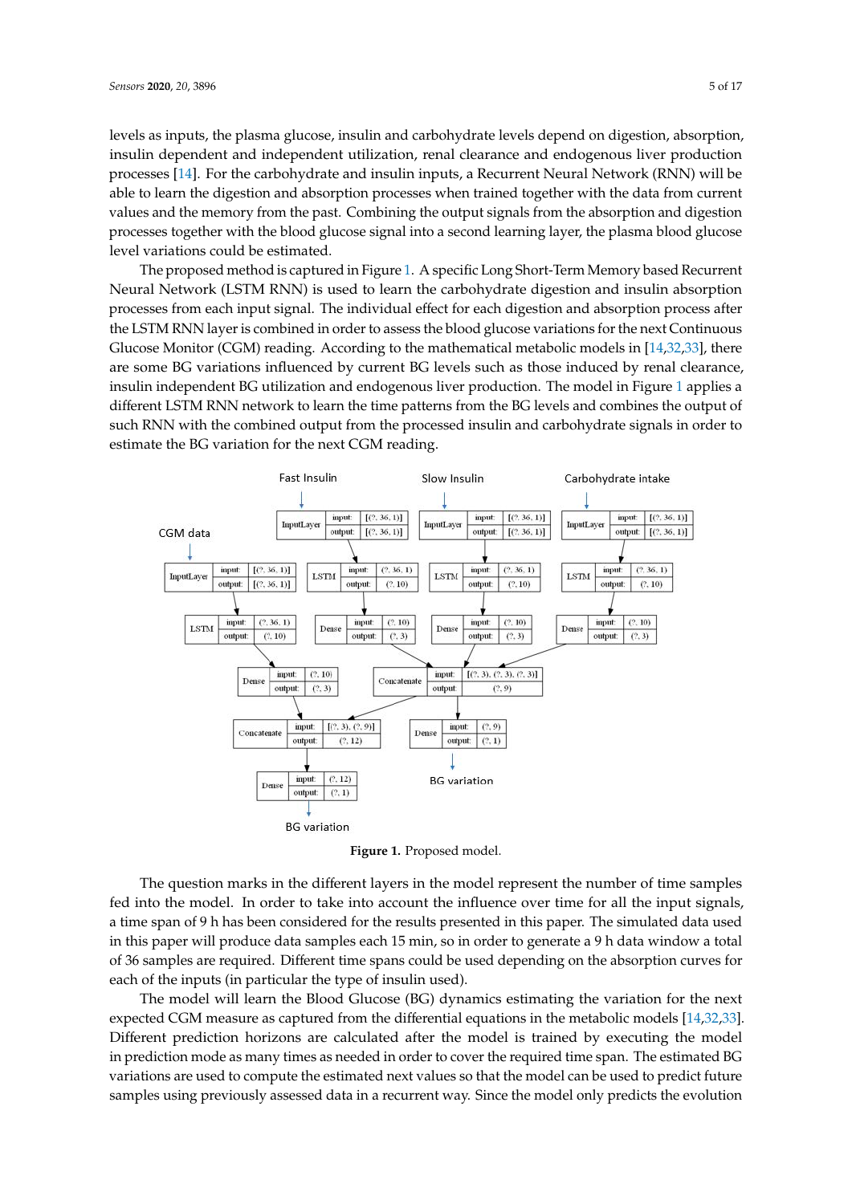levels as inputs, the plasma glucose, insulin and carbohydrate levels depend on digestion, absorption, insulin dependent and independent utilization, renal clearance and endogenous liver production processes [14]. For the carbohydrate and insulin inputs, a Recurrent Neural Network (RNN) will be able to learn the digestion and absorption processes when trained together with the data from current values and the memory from the past. Combining the output signals from the absorption and digestion processes together with the blood glucose signal into a second learning layer, the plasma blood glucose level variations could be estimated.

The proposed method is captured in Figure 1. A specific Long Short-Term Memory based Recurrent Neural Network (LSTM RNN) is used to learn the carbohydrate digestion and insulin absorption processes from each input signal. The individual effect for each digestion and absorption process after the LSTM RNN layer is combined in order to assess the blood glucose variations for the next Continuous Glucose Monitor (CGM) reading. According to the mathematical metabolic models in [14,32,33], there are some BG variations influenced by current BG levels such as those induced by renal clearance, insulin independent BG utilization and endogenous liver production. The model in Figure 1 applies a different LSTM RNN network to learn the time patterns from the BG levels and combines the output of such RNN with the combined output from the processed insulin and carbohydrate signals in order to estimate the BG variation for the next CGM reading.

**Figure 1.** Proposed model.

The question marks in the different layers in the model represent the number of time samples fed into the model. In order to take into account the influence over time for all the input signals, a time span of 9 h has been considered for the results presented in this paper. The simulated data used in this paper will produce data samples each 15 min, so in order to generate a 9 h data window a total of 36 samples are required. Different time spans could be used depending on the absorption curves for each of the inputs (in particular the type of insulin used).

The model will learn the Blood Glucose (BG) dynamics estimating the variation for the next expected CGM measure as captured from the differential equations in the metabolic models [14,32,33]. Different prediction horizons are calculated after the model is trained by executing the model in prediction mode as many times as needed in order to cover the required time span. The estimated BG variations are used to compute the estimated next values so that the model can be used to predict future samples using previously assessed data in a recurrent way. Since the model only predicts the evolution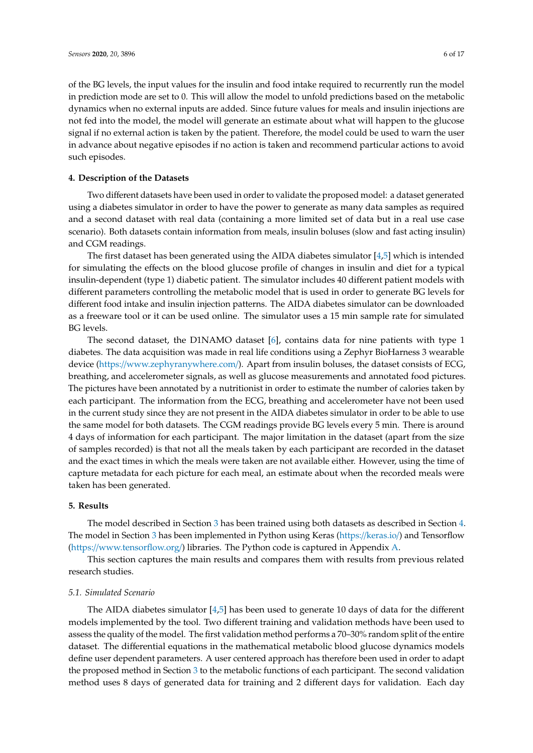of the BG levels, the input values for the insulin and food intake required to recurrently run the model in prediction mode are set to 0. This will allow the model to unfold predictions based on the metabolic dynamics when no external inputs are added. Since future values for meals and insulin injections are not fed into the model, the model will generate an estimate about what will happen to the glucose signal if no external action is taken by the patient. Therefore, the model could be used to warn the user in advance about negative episodes if no action is taken and recommend particular actions to avoid such episodes.

## 4. Description of the Datasets

Two different datasets have been used in order to validate the proposed model: a dataset generated using a diabetes simulator in order to have the power to generate as many data samples as required and a second dataset with real data (containing a more limited set of data but in a real use case scenario). Both datasets contain information from meals, insulin boluses (slow and fast acting insulin) and CGM readings.

The first dataset has been generated using the AIDA diabetes simulator [4,5] which is intended for simulating the effects on the blood glucose profile of changes in insulin and diet for a typical insulin-dependent (type 1) diabetic patient. The simulator includes 40 different patient models with different parameters controlling the metabolic model that is used in order to generate BG levels for different food intake and insulin injection patterns. The AIDA diabetes simulator can be downloaded as a freeware tool or it can be used online. The simulator uses a 15 min sample rate for simulated BG levels.

The second dataset, the D1NAMO dataset [6], contains data for nine patients with type 1 diabetes. The data acquisition was made in real life conditions using a Zephyr BioHarness 3 wearable device (https://www.zephyranywhere.com/). Apart from insulin boluses, the dataset consists of ECG, breathing, and accelerometer signals, as well as glucose measurements and annotated food pictures. The pictures have been annotated by a nutritionist in order to estimate the number of calories taken by each participant. The information from the ECG, breathing and accelerometer have not been used in the current study since they are not present in the AIDA diabetes simulator in order to be able to use the same model for both datasets. The CGM readings provide BG levels every 5 min. There is around 4 days of information for each participant. The major limitation in the dataset (apart from the size of samples recorded) is that not all the meals taken by each participant are recorded in the dataset and the exact times in which the meals were taken are not available either. However, using the time of capture metadata for each picture for each meal, an estimate about when the recorded meals were taken has been generated.

## 5. Results

The model described in Section 3 has been trained using both datasets as described in Section 4. The model in Section 3 has been implemented in Python using Keras (https://keras.io/) and Tensorflow (https://www.tensorflow.org/) libraries. The Python code is captured in Appendix A.

This section captures the main results and compares them with results from previous related research studies.

### 5.1. Simulated Scenario

The AIDA diabetes simulator [4,5] has been used to generate 10 days of data for the different models implemented by the tool. Two different training and validation methods have been used to assess the quality of the model. The first validation method performs a 70–30% random split of the entire dataset. The differential equations in the mathematical metabolic blood glucose dynamics models define user dependent parameters. A user centered approach has therefore been used in order to adapt the proposed method in Section 3 to the metabolic functions of each participant. The second validation method uses 8 days of generated data for training and 2 different days for validation. Each day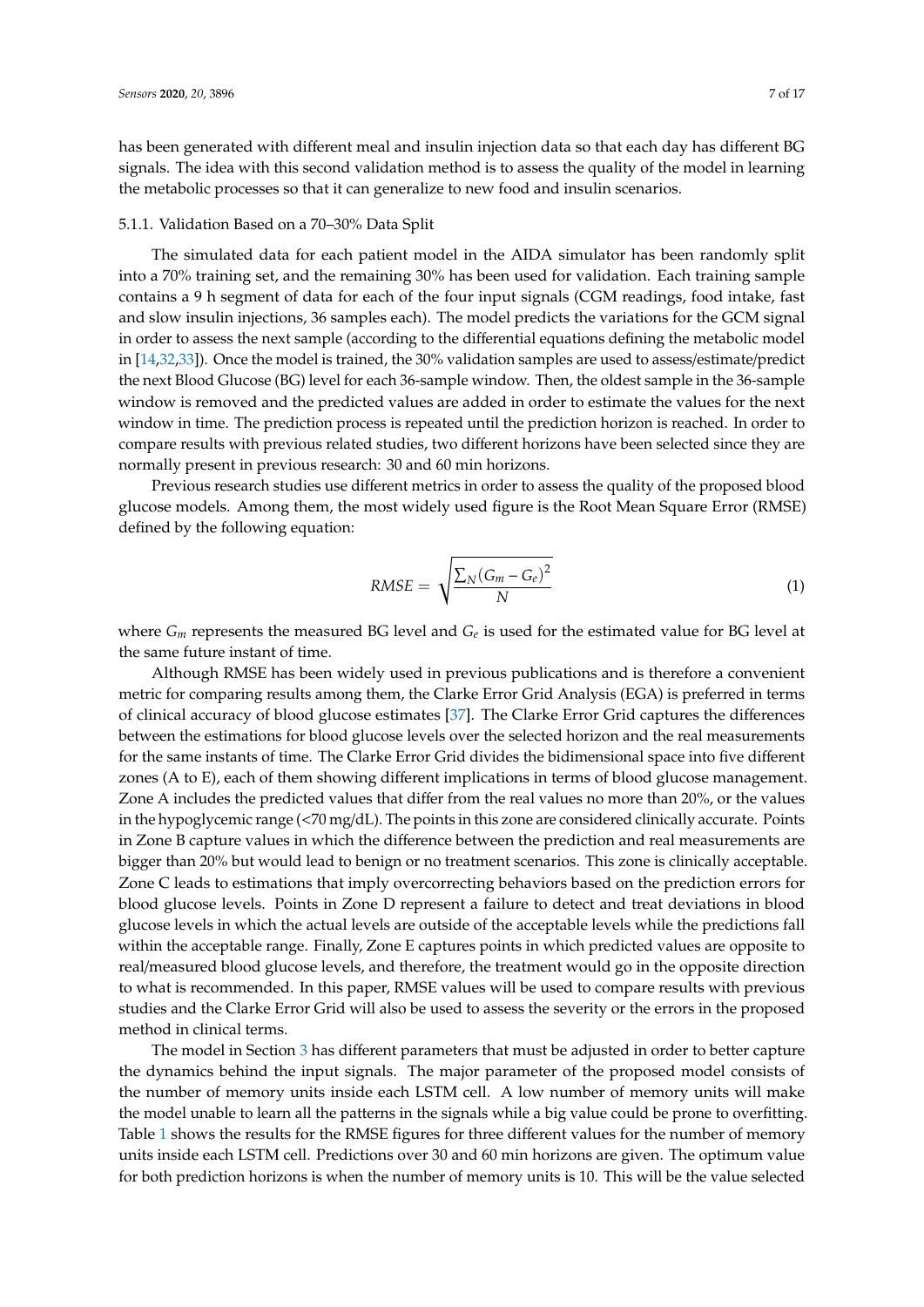has been generated with different meal and insulin injection data so that each day has different BG signals. The idea with this second validation method is to assess the quality of the model in learning the metabolic processes so that it can generalize to new food and insulin scenarios.

#### 5.1.1. Validation Based on a 70–30% Data Split

The simulated data for each patient model in the AIDA simulator has been randomly split into a 70% training set, and the remaining 30% has been used for validation. Each training sample contains a 9 h segment of data for each of the four input signals (CGM readings, food intake, fast and slow insulin injections, 36 samples each). The model predicts the variations for the GCM signal in order to assess the next sample (according to the differential equations defining the metabolic model in [14,32,33]). Once the model is trained, the 30% validation samples are used to assess/estimate/predict the next Blood Glucose (BG) level for each 36-sample window. Then, the oldest sample in the 36-sample window is removed and the predicted values are added in order to estimate the values for the next window in time. The prediction process is repeated until the prediction horizon is reached. In order to compare results with previous related studies, two different horizons have been selected since they are normally present in previous research: 30 and 60 min horizons.

Previous research studies use different metrics in order to assess the quality of the proposed blood glucose models. Among them, the most widely used figure is the Root Mean Square Error (RMSE) defined by the following equation:

$$RMSE = \sqrt{\frac{\sum_N (G_m - G_e)^2}{N}} \tag{1}$$

where $G_m$ represents the measured BG level and $G_e$ is used for the estimated value for BG level at the same future instant of time.

Although RMSE has been widely used in previous publications and is therefore a convenient metric for comparing results among them, the Clarke Error Grid Analysis (EGA) is preferred in terms of clinical accuracy of blood glucose estimates [37]. The Clarke Error Grid captures the differences between the estimations for blood glucose levels over the selected horizon and the real measurements for the same instants of time. The Clarke Error Grid divides the bidimensional space into five different zones (A to E), each of them showing different implications in terms of blood glucose management. Zone A includes the predicted values that differ from the real values no more than 20%, or the values in the hypoglycemic range (<70 mg/dL). The points in this zone are considered clinically accurate. Points in Zone B capture values in which the difference between the prediction and real measurements are bigger than 20% but would lead to benign or no treatment scenarios. This zone is clinically acceptable. Zone C leads to estimations that imply overcorrecting behaviors based on the prediction errors for blood glucose levels. Points in Zone D represent a failure to detect and treat deviations in blood glucose levels in which the actual levels are outside of the acceptable levels while the predictions fall within the acceptable range. Finally, Zone E captures points in which predicted values are opposite to real/measured blood glucose levels, and therefore, the treatment would go in the opposite direction to what is recommended. In this paper, RMSE values will be used to compare results with previous studies and the Clarke Error Grid will also be used to assess the severity or the errors in the proposed method in clinical terms.

The model in Section 3 has different parameters that must be adjusted in order to better capture the dynamics behind the input signals. The major parameter of the proposed model consists of the number of memory units inside each LSTM cell. A low number of memory units will make the model unable to learn all the patterns in the signals while a big value could be prone to overfitting. Table 1 shows the results for the RMSE figures for three different values for the number of memory units inside each LSTM cell. Predictions over 30 and 60 min horizons are given. The optimum value for both prediction horizons is when the number of memory units is 10. This will be the value selected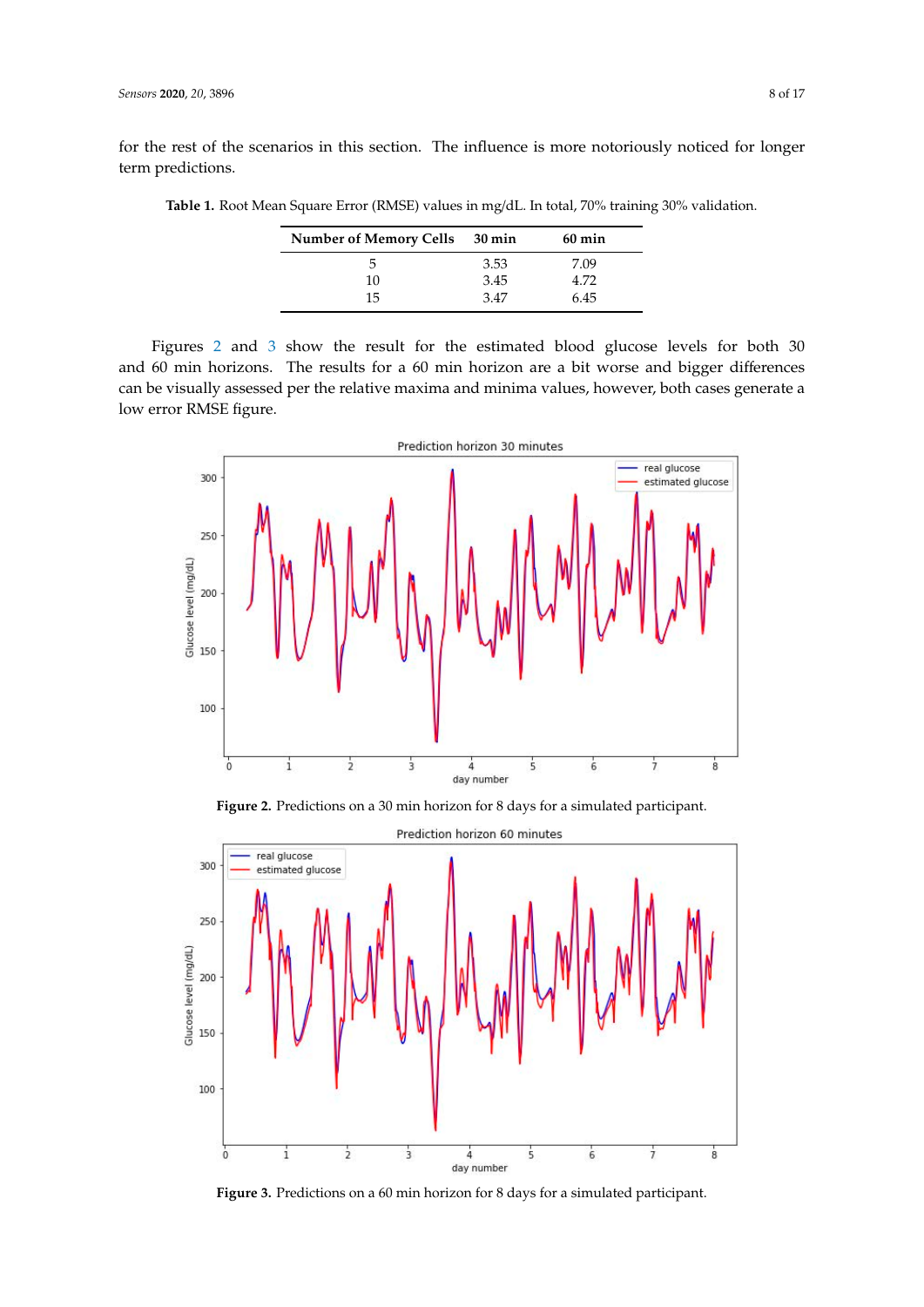for the rest of the scenarios in this section. The influence is more notoriously noticed for longer term predictions.

**Table 1.** Root Mean Square Error (RMSE) values in mg/dL. In total, 70% training 30% validation.

| Number of Memory Cells | 30 min | 60 min |
|---|---|---|
| 5 | 3.53 | 7.09 |
| 10 | 3.45 | 4.72 |
| 15 | 3.47 | 6.45 |

Figures 2 and 3 show the result for the estimated blood glucose levels for both 30 and 60 min horizons. The results for a 60 min horizon are a bit worse and bigger differences can be visually assessed per the relative maxima and minima values, however, both cases generate a low error RMSE figure.

**Figure 2.** Predictions on a 30 min horizon for 8 days for a simulated participant.

**Figure 3.** Predictions on a 60 min horizon for 8 days for a simulated participant.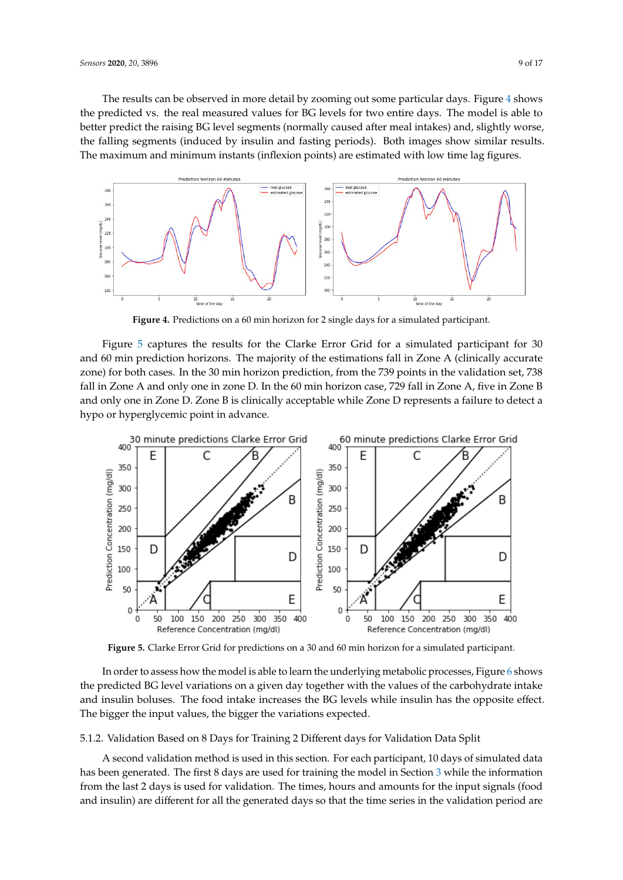The results can be observed in more detail by zooming out some particular days. Figure 4 shows the predicted vs. the real measured values for BG levels for two entire days. The model is able to better predict the raising BG level segments (normally caused after meal intakes) and, slightly worse, the falling segments (induced by insulin and fasting periods). Both images show similar results. The maximum and minimum instants (inflexion points) are estimated with low time lag figures.

**Figure 4.** Predictions on a 60 min horizon for 2 single days for a simulated participant.

Figure 5 captures the results for the Clarke Error Grid for a simulated participant for 30 and 60 min prediction horizons. The majority of the estimations fall in Zone A (clinically accurate zone) for both cases. In the 30 min horizon prediction, from the 739 points in the validation set, 738 fall in Zone A and only one in zone D. In the 60 min horizon case, 729 fall in Zone A, five in Zone B and only one in Zone D. Zone B is clinically acceptable while Zone D represents a failure to detect a hypo or hyperglycemic point in advance.

**Figure 5.** Clarke Error Grid for predictions on a 30 and 60 min horizon for a simulated participant.

In order to assess how the model is able to learn the underlying metabolic processes, Figure 6 shows the predicted BG level variations on a given day together with the values of the carbohydrate intake and insulin boluses. The food intake increases the BG levels while insulin has the opposite effect. The bigger the input values, the bigger the variations expected.

#### 5.1.2. Validation Based on 8 Days for Training 2 Different days for Validation Data Split

A second validation method is used in this section. For each participant, 10 days of simulated data has been generated. The first 8 days are used for training the model in Section 3 while the information from the last 2 days is used for validation. The times, hours and amounts for the input signals (food and insulin) are different for all the generated days so that the time series in the validation period are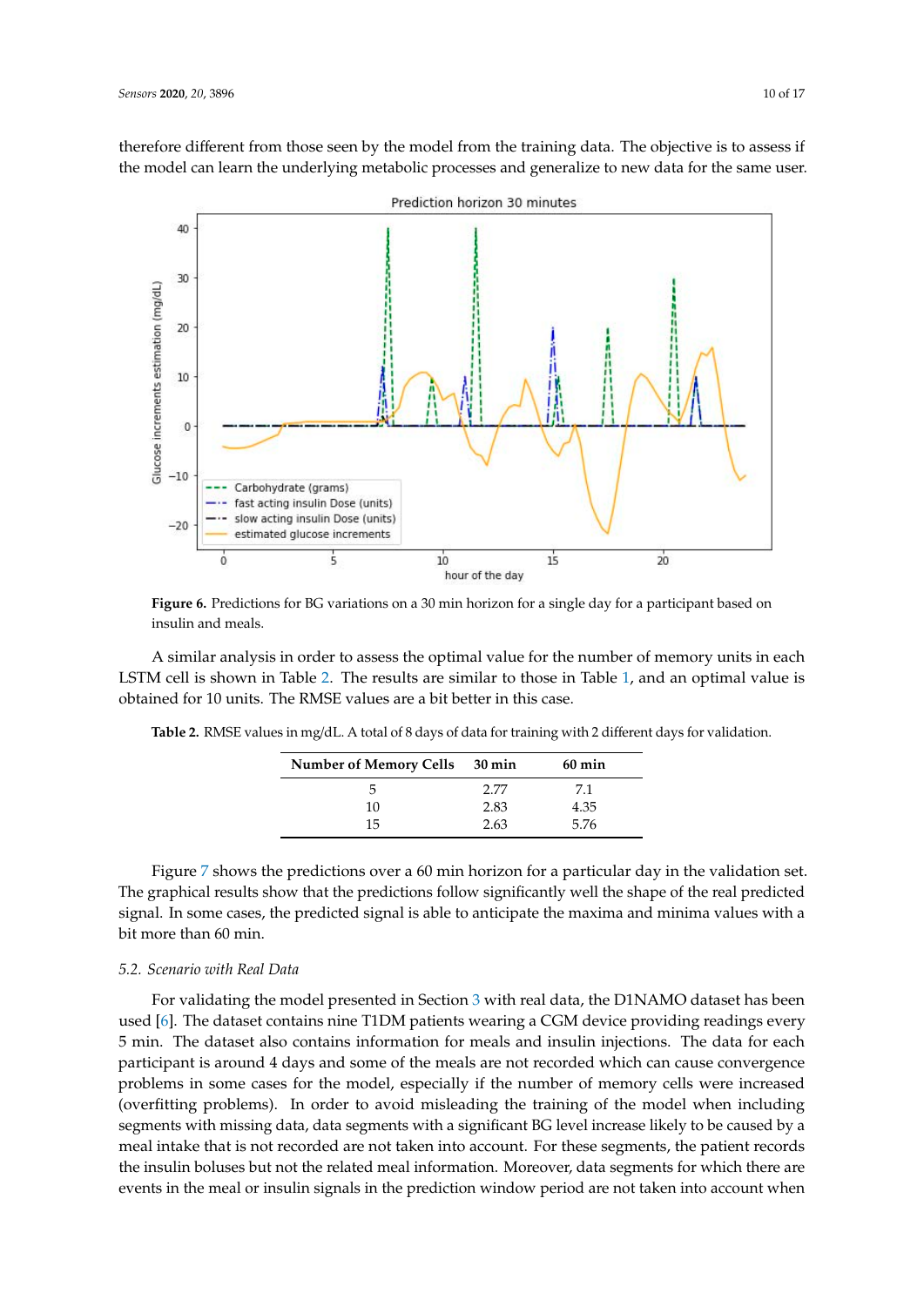therefore different from those seen by the model from the training data. The objective is to assess if the model can learn the underlying metabolic processes and generalize to new data for the same user.

**Figure 6.** Predictions for BG variations on a 30 min horizon for a single day for a participant based on insulin and meals.

A similar analysis in order to assess the optimal value for the number of memory units in each LSTM cell is shown in Table 2. The results are similar to those in Table 1, and an optimal value is obtained for 10 units. The RMSE values are a bit better in this case.

**Table 2.** RMSE values in mg/dL. A total of 8 days of data for training with 2 different days for validation.

| Number of Memory Cells | 30 min | 60 min |
|---|---|---|
| 5 | 2.77 | 7.1 |
| 10 | 2.83 | 4.35 |
| 15 | 2.63 | 5.76 |

Figure 7 shows the predictions over a 60 min horizon for a particular day in the validation set. The graphical results show that the predictions follow significantly well the shape of the real predicted signal. In some cases, the predicted signal is able to anticipate the maxima and minima values with a bit more than 60 min.

### 5.2. Scenario with Real Data

For validating the model presented in Section 3 with real data, the D1NAMO dataset has been used [6]. The dataset contains nine T1DM patients wearing a CGM device providing readings every 5 min. The dataset also contains information for meals and insulin injections. The data for each participant is around 4 days and some of the meals are not recorded which can cause convergence problems in some cases for the model, especially if the number of memory cells were increased (overfitting problems). In order to avoid misleading the training of the model when including segments with missing data, data segments with a significant BG level increase likely to be caused by a meal intake that is not recorded are not taken into account. For these segments, the patient records the insulin boluses but not the related meal information. Moreover, data segments for which there are events in the meal or insulin signals in the prediction window period are not taken into account when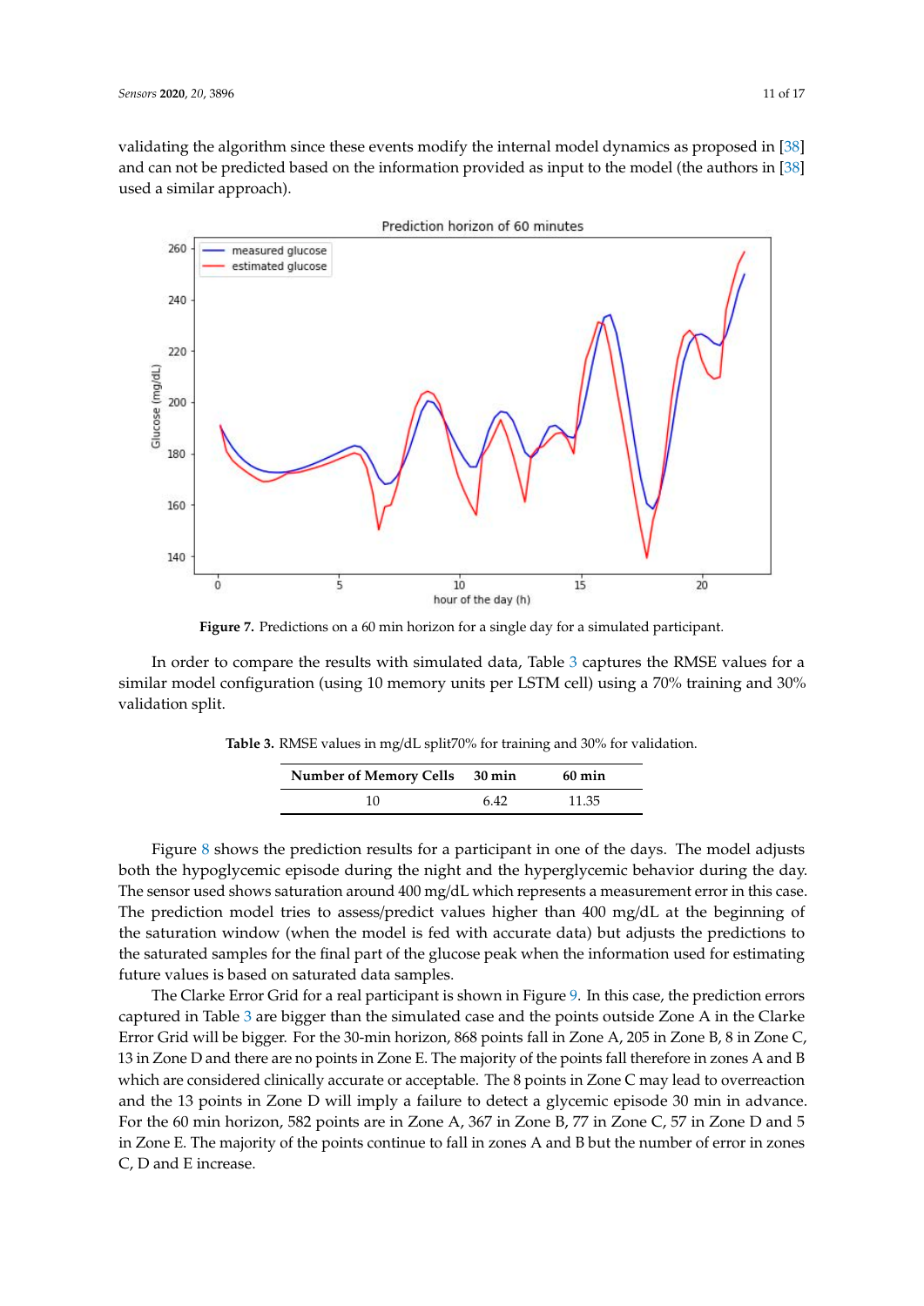validating the algorithm since these events modify the internal model dynamics as proposed in [38] and can not be predicted based on the information provided as input to the model (the authors in [38] used a similar approach).

**Figure 7.** Predictions on a 60 min horizon for a single day for a simulated participant.

In order to compare the results with simulated data, Table 3 captures the RMSE values for a similar model configuration (using 10 memory units per LSTM cell) using a 70% training and 30% validation split.

**Table 3.** RMSE values in mg/dL split70% for training and 30% for validation.

| Number of Memory Cells | 30 min | 60 min |
|---|---|---|
| 10 | 6.42 | 11.35 |

Figure 8 shows the prediction results for a participant in one of the days. The model adjusts both the hypoglycemic episode during the night and the hyperglycemic behavior during the day. The sensor used shows saturation around 400 mg/dL which represents a measurement error in this case. The prediction model tries to assess/predict values higher than 400 mg/dL at the beginning of the saturation window (when the model is fed with accurate data) but adjusts the predictions to the saturated samples for the final part of the glucose peak when the information used for estimating future values is based on saturated data samples.

The Clarke Error Grid for a real participant is shown in Figure 9. In this case, the prediction errors captured in Table 3 are bigger than the simulated case and the points outside Zone A in the Clarke Error Grid will be bigger. For the 30-min horizon, 868 points fall in Zone A, 205 in Zone B, 8 in Zone C, 13 in Zone D and there are no points in Zone E. The majority of the points fall therefore in zones A and B which are considered clinically accurate or acceptable. The 8 points in Zone C may lead to overreaction and the 13 points in Zone D will imply a failure to detect a glycemic episode 30 min in advance. For the 60 min horizon, 582 points are in Zone A, 367 in Zone B, 77 in Zone C, 57 in Zone D and 5 in Zone E. The majority of the points continue to fall in zones A and B but the number of error in zones C, D and E increase.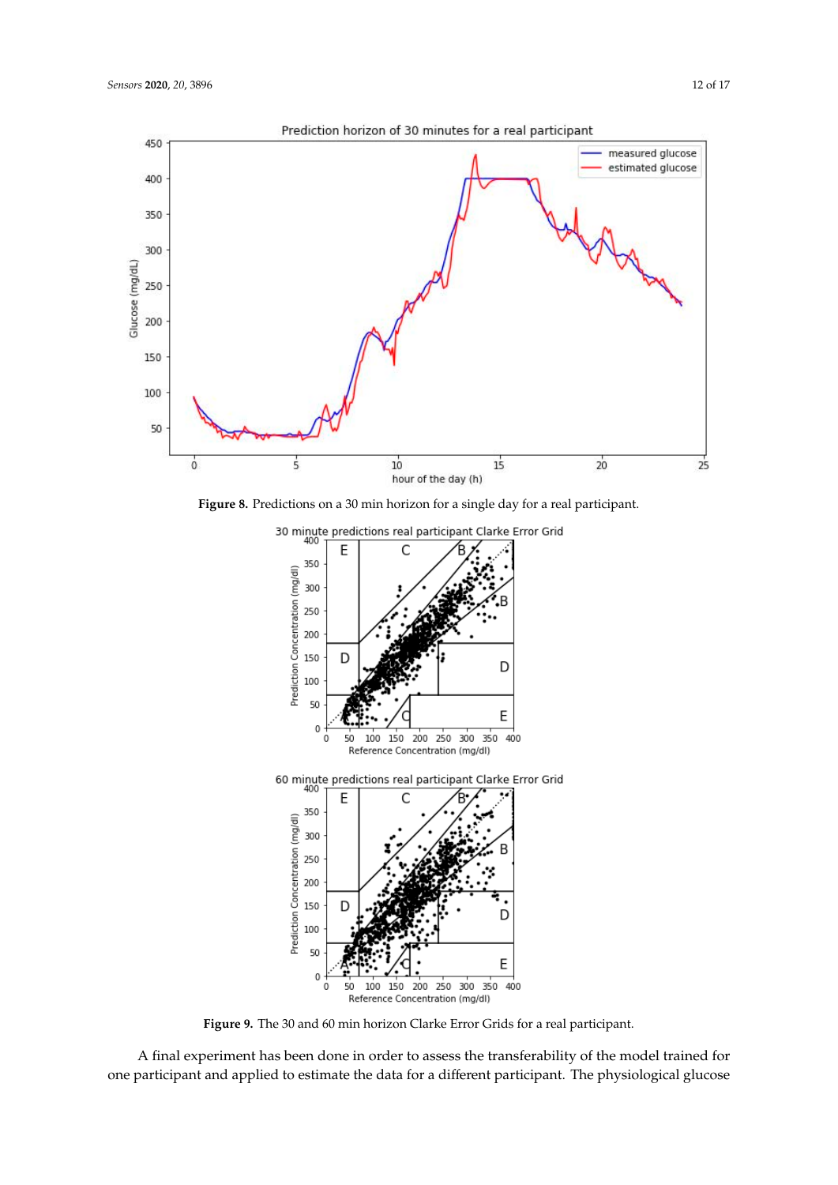**Figure 8.** Predictions on a 30 min horizon for a single day for a real participant.

**Figure 9.** The 30 and 60 min horizon Clarke Error Grids for a real participant.

A final experiment has been done in order to assess the transferability of the model trained for one participant and applied to estimate the data for a different participant. The physiological glucose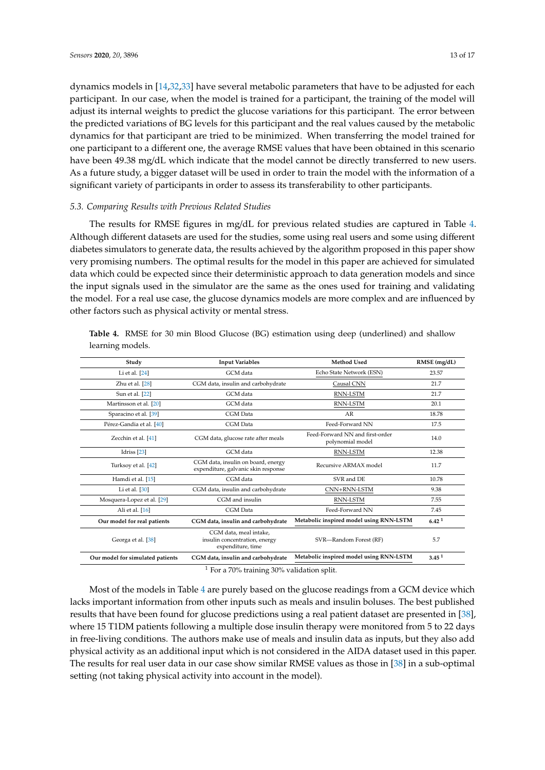dynamics models in [14,32,33] have several metabolic parameters that have to be adjusted for each participant. In our case, when the model is trained for a participant, the training of the model will adjust its internal weights to predict the glucose variations for this participant. The error between the predicted variations of BG levels for this participant and the real values caused by the metabolic dynamics for that participant are tried to be minimized. When transferring the model trained for one participant to a different one, the average RMSE values that have been obtained in this scenario have been 49.38 mg/dL which indicate that the model cannot be directly transferred to new users. As a future study, a bigger dataset will be used in order to train the model with the information of a significant variety of participants in order to assess its transferability to other participants.

### 5.3. Comparing Results with Previous Related Studies

The results for RMSE figures in mg/dL for previous related studies are captured in Table 4. Although different datasets are used for the studies, some using real users and some using different diabetes simulators to generate data, the results achieved by the algorithm proposed in this paper show very promising numbers. The optimal results for the model in this paper are achieved for simulated data which could be expected since their deterministic approach to data generation models and since the input signals used in the simulator are the same as the ones used for training and validating the model. For a real use case, the glucose dynamics models are more complex and are influenced by other factors such as physical activity or mental stress.

**Table 4.** RMSE for 30 min Blood Glucose (BG) estimation using deep (underlined) and shallow learning models.

| Study | Input Variables | Method Used | RMSE (mg/dL) |
|---|---|---|---|
| Li et al. [24] | GCM data | <u>Echo State Network (ESN)</u> | 23.57 |
| Zhu et al. [28] | CGM data, insulin and carbohydrate | <u>Causal CNN</u> | 21.7 |
| Sun et al. [22] | GCM data | <u>RNN-LSTM</u> | 21.7 |
| Martinsson et al. [20] | GCM data | <u>RNN-LSTM</u> | 20.1 |
| Sparacino et al. [39] | CGM Data | AR | 18.78 |
| Pérez-Gandia et al. [40] | CGM Data | Feed-Forward NN | 17.5 |
| Zecchin et al. [41] | CGM data, glucose rate after meals | Feed-Forward NN and first-order polynomial model | 14.0 |
| Idriss [23] | GCM data | <u>RNN-LSTM</u> | 12.38 |
| Turksoy et al. [42] | CGM data, insulin on board, energy expenditure, galvanic skin response | Recursive ARMAX model | 11.7 |
| Hamdi et al. [15] | CGM data | SVR and DE | 10.78 |
| Li et al. [30] | CGM data, insulin and carbohydrate | <u>CNN+RNN-LSTM</u> | 9.38 |
| Mosquera-Lopez et al. [29] | CGM and insulin | <u>RNN-LSTM</u> | 7.55 |
| Ali et al. [16] | CGM Data | Feed-Forward NN | 7.45 |
| **Our model for real patients** | **CGM data, insulin and carbohydrate** | **<u>Metabolic inspired model using RNN-LSTM</u>** | **6.42** [1] |
| Georga et al. [38] | CGM data, meal intake, insulin concentration, energy expenditure, time | SVR—Random Forest (RF) | 5.7 |
| **Our model for simulated patients** | **CGM data, insulin and carbohydrate** | **<u>Metabolic inspired model using RNN-LSTM</u>** | **3.45** [1] |

[1] For a 70% training 30% validation split.

Most of the models in Table 4 are purely based on the glucose readings from a GCM device which lacks important information from other inputs such as meals and insulin boluses. The best published results that have been found for glucose predictions using a real patient dataset are presented in [38], where 15 T1DM patients following a multiple dose insulin therapy were monitored from 5 to 22 days in free-living conditions. The authors make use of meals and insulin data as inputs, but they also add physical activity as an additional input which is not considered in the AIDA dataset used in this paper. The results for real user data in our case show similar RMSE values as those in [38] in a sub-optimal setting (not taking physical activity into account in the model).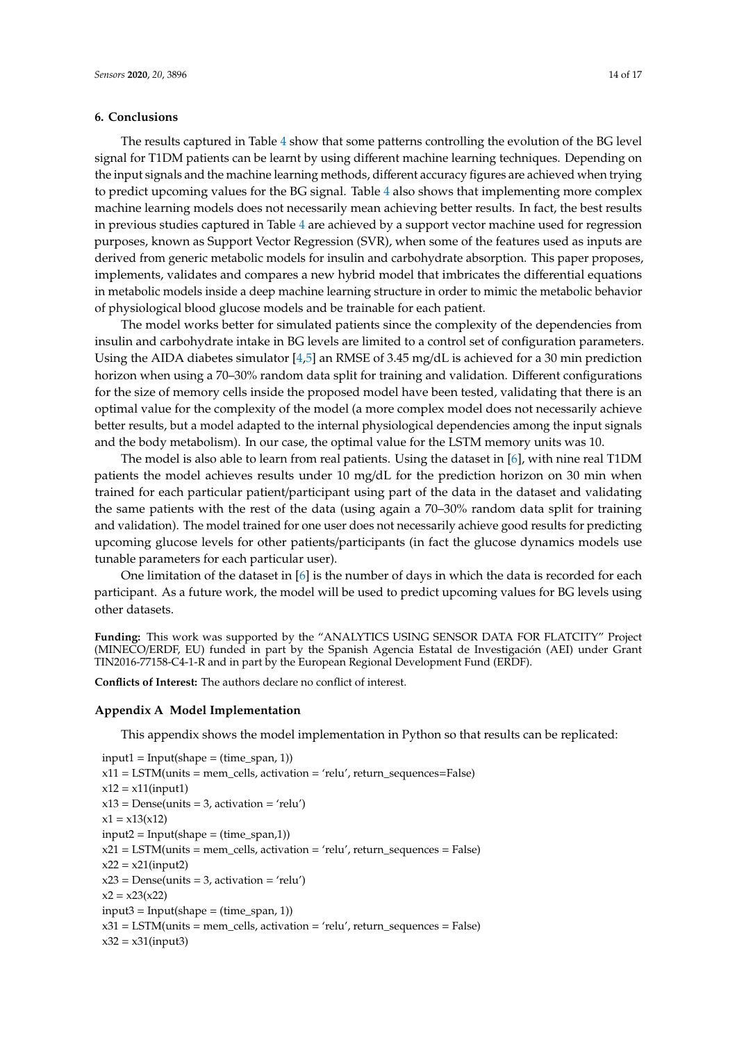## 6. Conclusions

The results captured in Table 4 show that some patterns controlling the evolution of the BG level signal for T1DM patients can be learnt by using different machine learning techniques. Depending on the input signals and the machine learning methods, different accuracy figures are achieved when trying to predict upcoming values for the BG signal. Table 4 also shows that implementing more complex machine learning models does not necessarily mean achieving better results. In fact, the best results in previous studies captured in Table 4 are achieved by a support vector machine used for regression purposes, known as Support Vector Regression (SVR), when some of the features used as inputs are derived from generic metabolic models for insulin and carbohydrate absorption. This paper proposes, implements, validates and compares a new hybrid model that imbricates the differential equations in metabolic models inside a deep machine learning structure in order to mimic the metabolic behavior of physiological blood glucose models and be trainable for each patient.

The model works better for simulated patients since the complexity of the dependencies from insulin and carbohydrate intake in BG levels are limited to a control set of configuration parameters. Using the AIDA diabetes simulator [4,5] an RMSE of 3.45 mg/dL is achieved for a 30 min prediction horizon when using a 70–30% random data split for training and validation. Different configurations for the size of memory cells inside the proposed model have been tested, validating that there is an optimal value for the complexity of the model (a more complex model does not necessarily achieve better results, but a model adapted to the internal physiological dependencies among the input signals and the body metabolism). In our case, the optimal value for the LSTM memory units was 10.

The model is also able to learn from real patients. Using the dataset in [6], with nine real T1DM patients the model achieves results under 10 mg/dL for the prediction horizon on 30 min when trained for each particular patient/participant using part of the data in the dataset and validating the same patients with the rest of the data (using again a 70–30% random data split for training and validation). The model trained for one user does not necessarily achieve good results for predicting upcoming glucose levels for other patients/participants (in fact the glucose dynamics models use tunable parameters for each particular user).

One limitation of the dataset in [6] is the number of days in which the data is recorded for each participant. As a future work, the model will be used to predict upcoming values for BG levels using other datasets.

**Funding:** This work was supported by the "ANALYTICS USING SENSOR DATA FOR FLATCITY" Project (MINECO/ERDF, EU) funded in part by the Spanish Agencia Estatal de Investigación (AEI) under Grant TIN2016-77158-C4-1-R and in part by the European Regional Development Fund (ERDF).

**Conflicts of Interest:** The authors declare no conflict of interest.

## Appendix A Model Implementation

This appendix shows the model implementation in Python so that results can be replicated:

```
input1 = Input(shape = (time_span, 1))
x11 = LSTM(units = mem_cells, activation = 'relu', return_sequences=False)
x12 = x11(input1)
x13 = Dense(units = 3, activation = 'relu')
x1 = x13(x12)
input2 = Input(shape = (time_span,1))
x21 = LSTM(units = mem_cells, activation = 'relu', return_sequences = False)
x22 = x21(input2)
x23 = Dense(units = 3, activation = 'relu')
x2 = x23(x22)
input3 = Input(shape = (time_span, 1))
x31 = LSTM(units = mem_cells, activation = 'relu', return_sequences = False)
x32 = x31(input3)
```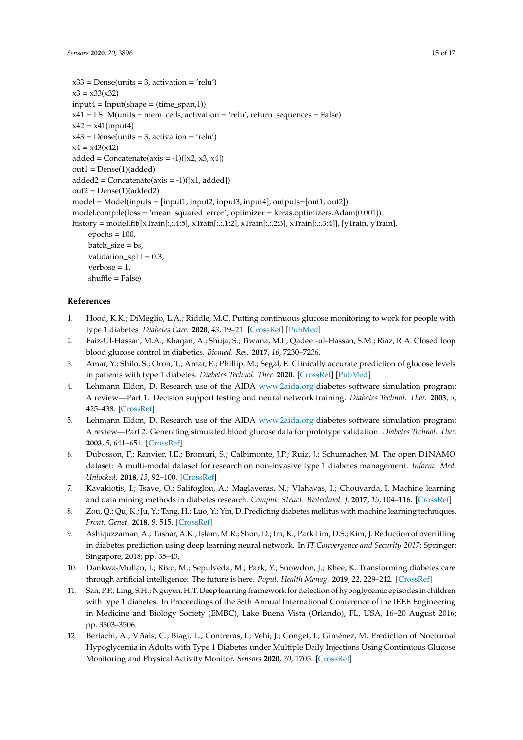```
x33 = Dense(units = 3, activation = 'relu')
x3 = x33(x32)
input4 = Input(shape = (time_span,1))
x41 = LSTM(units = mem_cells, activation = 'relu', return_sequences = False)
x42 = x41(input4)
x43 = Dense(units = 3, activation = 'relu')
x4 = x43(x42)
added = Concatenate(axis = -1)([x2, x3, x4])
out1 = Dense(1)(added)
added2 = Concatenate(axis = -1)([x1, added])
out2 = Dense(1)(added2)
model = Model(inputs = [input1, input2, input3, input4], outputs=[out1, out2])
model.compile(loss = 'mean_squared_error', optimizer = keras.optimizers.Adam(0.001))
history = model.fit([xTrain[:,:,4:5], xTrain[:,:,1:2], xTrain[:,:,2:3], xTrain[:,:,3:4]], [yTrain, yTrain],
    epochs = 100,
    batch_size = bs,
    validation_split = 0.3,
    verbose = 1,
    shuffle = False)
```

## References

1. Hood, K.K.; DiMeglio, L.A.; Riddle, M.C. Putting continuous glucose monitoring to work for people with type 1 diabetes. *Diabetes Care.* **2020**, *43*, 19–21. [CrossRef] [PubMed]
2. Faiz-Ul-Hassan, M.A.; Khaqan, A.; Shuja, S.; Tiwana, M.I.; Qadeer-ul-Hassan, S.M.; Riaz, R.A. Closed loop blood glucose control in diabetics. *Biomed. Res.* **2017**, *16*, 7230–7236.
3. Amar, Y.; Shilo, S.; Oron, T.; Amar, E.; Phillip, M.; Segal, E. Clinically accurate prediction of glucose levels in patients with type 1 diabetes. *Diabetes Technol. Ther.* **2020**. [CrossRef] [PubMed]
4. Lehmann Eldon, D. Research use of the AIDA www.2aida.org diabetes software simulation program: A review—Part 1. Decision support testing and neural network training. *Diabetes Technol. Ther.* **2003**, *5*, 425–438. [CrossRef]
5. Lehmann Eldon, D. Research use of the AIDA www.2aida.org diabetes software simulation program: A review—Part 2. Generating simulated blood glucose data for prototype validation. *Diabetes Technol. Ther.* **2003**, *5*, 641–651. [CrossRef]
6. Dubosson, F.; Ranvier, J.E.; Bromuri, S.; Calbimonte, J.P.; Ruiz, J.; Schumacher, M. The open D1NAMO dataset: A multi-modal dataset for research on non-invasive type 1 diabetes management. *Inform. Med. Unlocked.* **2018**, *13*, 92–100. [CrossRef]
7. Kavakiotis, I.; Tsave, O.; Salifoglou, A.; Maglaveras, N.; Vlahavas, I.; Chouvarda, I. Machine learning and data mining methods in diabetes research. *Comput. Struct. Biotechnol. J.* **2017**, *15*, 104–116. [CrossRef]
8. Zou, Q.; Qu, K.; Ju, Y.; Tang, H.; Luo, Y.; Yin, D. Predicting diabetes mellitus with machine learning techniques. *Front. Genet.* **2018**, *9*, 515. [CrossRef]
9. Ashiquzzaman, A.; Tushar, A.K.; Islam, M.R.; Shon, D.; Im, K.; Park Lim, D.S.; Kim, J. Reduction of overfitting in diabetes prediction using deep learning neural network. In *IT Convergence and Security 2017*; Springer: Singapore, 2018; pp. 35–43.
10. Dankwa-Mullan, I.; Rivo, M.; Sepulveda, M.; Park, Y.; Snowdon, J.; Rhee, K. Transforming diabetes care through artificial intelligence: The future is here. *Popul. Health Manag.* **2019**, *22*, 229–242. [CrossRef]
11. San, P.P.; Ling, S.H.; Nguyen, H.T. Deep learning framework for detection of hypoglycemic episodes in children with type 1 diabetes. In Proceedings of the 38th Annual International Conference of the IEEE Engineering in Medicine and Biology Society (EMBC), Lake Buena Vista (Orlando), FL, USA, 16–20 August 2016; pp. 3503–3506.
12. Bertachi, A.; Viñals, C.; Biagi, L.; Contreras, I.; Vehí, J.; Conget, I.; Giménez, M. Prediction of Nocturnal Hypoglycemia in Adults with Type 1 Diabetes under Multiple Daily Injections Using Continuous Glucose Monitoring and Physical Activity Monitor. *Sensors* **2020**, *20*, 1705. [CrossRef]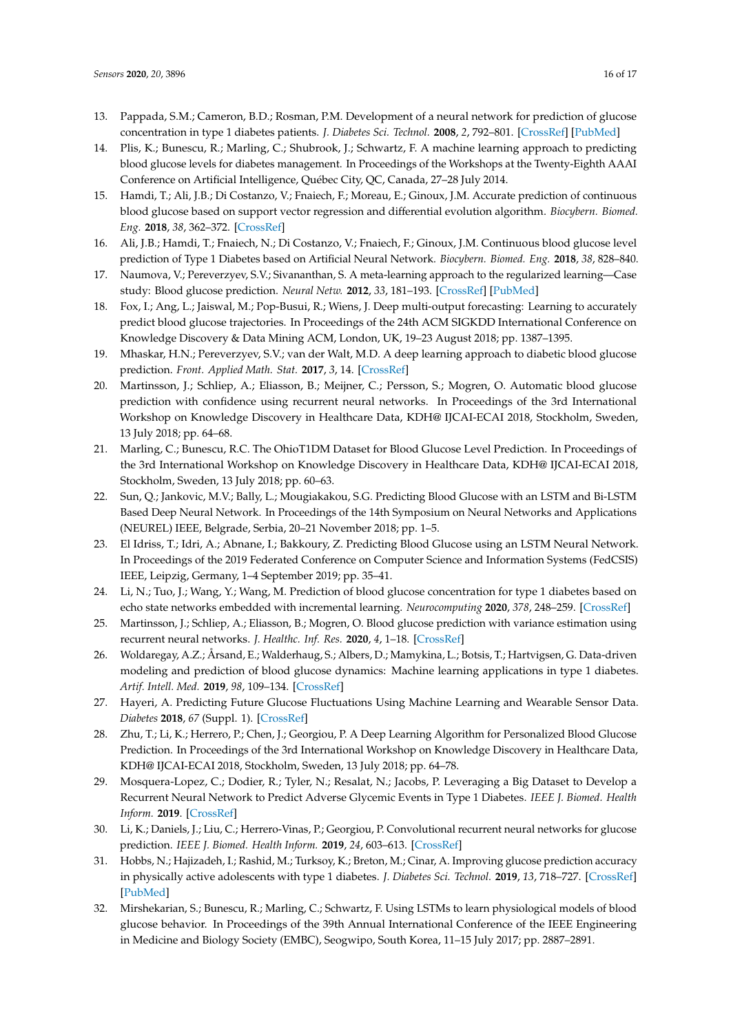13. Pappada, S.M.; Cameron, B.D.; Rosman, P.M. Development of a neural network for prediction of glucose concentration in type 1 diabetes patients. *J. Diabetes Sci. Technol.* **2008**, *2*, 792–801. [CrossRef] [PubMed]
14. Plis, K.; Bunescu, R.; Marling, C.; Shubrook, J.; Schwartz, F. A machine learning approach to predicting blood glucose levels for diabetes management. In Proceedings of the Workshops at the Twenty-Eighth AAAI Conference on Artificial Intelligence, Québec City, QC, Canada, 27–28 July 2014.
15. Hamdi, T.; Ali, J.B.; Di Costanzo, V.; Fnaiech, F.; Moreau, E.; Ginoux, J.M. Accurate prediction of continuous blood glucose based on support vector regression and differential evolution algorithm. *Biocybern. Biomed. Eng.* **2018**, *38*, 362–372. [CrossRef]
16. Ali, J.B.; Hamdi, T.; Fnaiech, N.; Di Costanzo, V.; Fnaiech, F.; Ginoux, J.M. Continuous blood glucose level prediction of Type 1 Diabetes based on Artificial Neural Network. *Biocybern. Biomed. Eng.* **2018**, *38*, 828–840.
17. Naumova, V.; Pereverzyev, S.V.; Sivananthan, S. A meta-learning approach to the regularized learning—Case study: Blood glucose prediction. *Neural Netw.* **2012**, *33*, 181–193. [CrossRef] [PubMed]
18. Fox, I.; Ang, L.; Jaiswal, M.; Pop-Busui, R.; Wiens, J. Deep multi-output forecasting: Learning to accurately predict blood glucose trajectories. In Proceedings of the 24th ACM SIGKDD International Conference on Knowledge Discovery & Data Mining ACM, London, UK, 19–23 August 2018; pp. 1387–1395.
19. Mhaskar, H.N.; Pereverziev, S.V.; van der Walt, M.D. A deep learning approach to diabetic blood glucose prediction. *Front. Applied Math. Stat.* **2017**, *3*, 14. [CrossRef]
20. Martinsson, J.; Schliep, A.; Eliasson, B.; Meijner, C.; Persson, S.; Mogren, O. Automatic blood glucose prediction with confidence using recurrent neural networks. In Proceedings of the 3rd International Workshop on Knowledge Discovery in Healthcare Data, KDH@ IJCAI-ECAI 2018, Stockholm, Sweden, 13 July 2018; pp. 64–68.
21. Marling, C.; Bunescu, R.C. The OhioT1DM Dataset for Blood Glucose Level Prediction. In Proceedings of the 3rd International Workshop on Knowledge Discovery in Healthcare Data, KDH@ IJCAI-ECAI 2018, Stockholm, Sweden, 13 July 2018; pp. 60–63.
22. Sun, Q.; Jankovic, M.V.; Bally, L.; Mougiakakou, S.G. Predicting Blood Glucose with an LSTM and Bi-LSTM Based Deep Neural Network. In Proceedings of the 14th Symposium on Neural Networks and Applications (NEUREL) IEEE, Belgrade, Serbia, 20–21 November 2018; pp. 1–5.
23. El Idriss, T.; Idri, A.; Abnane, I.; Bakkoury, Z. Predicting Blood Glucose using an LSTM Neural Network. In Proceedings of the 2019 Federated Conference on Computer Science and Information Systems (FedCSIS) IEEE, Leipzig, Germany, 1–4 September 2019; pp. 35–41.
24. Li, N.; Tuo, J.; Wang, Y.; Wang, M. Prediction of blood glucose concentration for type 1 diabetes based on echo state networks embedded with incremental learning. *Neurocomputing* **2020**, *378*, 248–259. [CrossRef]
25. Martinsson, J.; Schliep, A.; Eliasson, B.; Mogren, O. Blood glucose prediction with variance estimation using recurrent neural networks. *J. Healthc. Inf. Res.* **2020**, *4*, 1–18. [CrossRef]
26. Woldaregay, A.Z.; Årsand, E.; Walderhaug, S.; Albers, D.; Mamykina, L.; Botsis, T.; Hartvigsen, G. Data-driven modeling and prediction of blood glucose dynamics: Machine learning applications in type 1 diabetes. *Artif. Intell. Med.* **2019**, *98*, 109–134. [CrossRef]
27. Hayeri, A. Predicting Future Glucose Fluctuations Using Machine Learning and Wearable Sensor Data. *Diabetes* **2018**, *67* (Suppl. 1). [CrossRef]
28. Zhu, T.; Li, K.; Herrero, P.; Chen, J.; Georgiou, P. A Deep Learning Algorithm for Personalized Blood Glucose Prediction. In Proceedings of the 3rd International Workshop on Knowledge Discovery in Healthcare Data, KDH@ IJCAI-ECAI 2018, Stockholm, Sweden, 13 July 2018; pp. 64–78.
29. Mosquera-Lopez, C.; Dodier, R.; Tyler, N.; Resalat, N.; Jacobs, P. Leveraging a Big Dataset to Develop a Recurrent Neural Network to Predict Adverse Glycemic Events in Type 1 Diabetes. *IEEE J. Biomed. Health Inform.* **2019**. [CrossRef]
30. Li, K.; Daniels, J.; Liu, C.; Herrero-Vinas, P.; Georgiou, P. Convolutional recurrent neural networks for glucose prediction. *IEEE J. Biomed. Health Inform.* **2019**, *24*, 603–613. [CrossRef]
31. Hobbs, N.; Hajizadeh, I.; Rashid, M.; Turksoy, K.; Breton, M.; Cinar, A. Improving glucose prediction accuracy in physically active adolescents with type 1 diabetes. *J. Diabetes Sci. Technol.* **2019**, *13*, 718–727. [CrossRef] [PubMed]
32. Mirshekarian, S.; Bunescu, R.; Marling, C.; Schwartz, F. Using LSTMs to learn physiological models of blood glucose behavior. In Proceedings of the 39th Annual International Conference of the IEEE Engineering in Medicine and Biology Society (EMBC), Seogwipo, South Korea, 11–15 July 2017; pp. 2887–2891.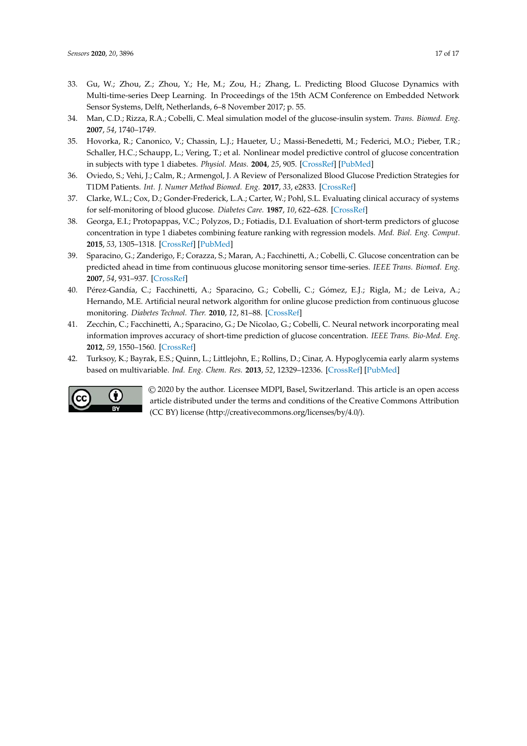33. Gu, W.; Zhou, Z.; Zhou, Y.; He, M.; Zou, H.; Zhang, L. Predicting Blood Glucose Dynamics with Multi-time-series Deep Learning. In Proceedings of the 15th ACM Conference on Embedded Network Sensor Systems, Delft, Netherlands, 6–8 November 2017; p. 55.
34. Man, C.D.; Rizza, R.A.; Cobelli, C. Meal simulation model of the glucose-insulin system. *Trans. Biomed. Eng.* **2007**, *54*, 1740–1749.
35. Hovorka, R.; Canonico, V.; Chassin, L.J.; Haueter, U.; Massi-Benedetti, M.; Federici, M.O.; Pieber, T.R.; Schaller, H.C.; Schaupp, L.; Vering, T.; et al. Nonlinear model predictive control of glucose concentration in subjects with type 1 diabetes. *Physiol. Meas.* **2004**, *25*, 905. [CrossRef] [PubMed]
36. Oviedo, S.; Vehi, J.; Calm, R.; Armengol, J. A Review of Personalized Blood Glucose Prediction Strategies for T1DM Patients. *Int. J. Numer Method Biomed. Eng.* **2017**, *33*, e2833. [CrossRef]
37. Clarke, W.L.; Cox, D.; Gonder-Frederick, L.A.; Carter, W.; Pohl, S.L. Evaluating clinical accuracy of systems for self-monitoring of blood glucose. *Diabetes Care.* **1987**, *10*, 622–628. [CrossRef]
38. Georga, E.I.; Protopappas, V.C.; Polyzos, D.; Fotiadis, D.I. Evaluation of short-term predictors of glucose concentration in type 1 diabetes combining feature ranking with regression models. *Med. Biol. Eng. Comput.* **2015**, *53*, 1305–1318. [CrossRef] [PubMed]
39. Sparacino, G.; Zanderigo, F.; Corazza, S.; Maran, A.; Facchinetti, A.; Cobelli, C. Glucose concentration can be predicted ahead in time from continuous glucose monitoring sensor time-series. *IEEE Trans. Biomed. Eng.* **2007**, *54*, 931–937. [CrossRef]
40. Pérez-Gandía, C.; Facchinetti, A.; Sparacino, G.; Cobelli, C.; Gómez, E.J.; Rigla, M.; de Leiva, A.; Hernando, M.E. Artificial neural network algorithm for online glucose prediction from continuous glucose monitoring. *Diabetes Technol. Ther.* **2010**, *12*, 81–88. [CrossRef]
41. Zecchin, C.; Facchinetti, A.; Sparacino, G.; De Nicolao, G.; Cobelli, C. Neural network incorporating meal information improves accuracy of short-time prediction of glucose concentration. *IEEE Trans. Bio-Med. Eng.* **2012**, *59*, 1550–1560. [CrossRef]
42. Turksoy, K.; Bayrak, E.S.; Quinn, L.; Littlejohn, E.; Rollins, D.; Cinar, A. Hypoglycemia early alarm systems based on multivariable. *Ind. Eng. Chem. Res.* **2013**, *52*, 12329–12336. [CrossRef] [PubMed]

© 2020 by the author. Licensee MDPI, Basel, Switzerland. This article is an open access article distributed under the terms and conditions of the Creative Commons Attribution (CC BY) license (http://creativecommons.org/licenses/by/4.0/).